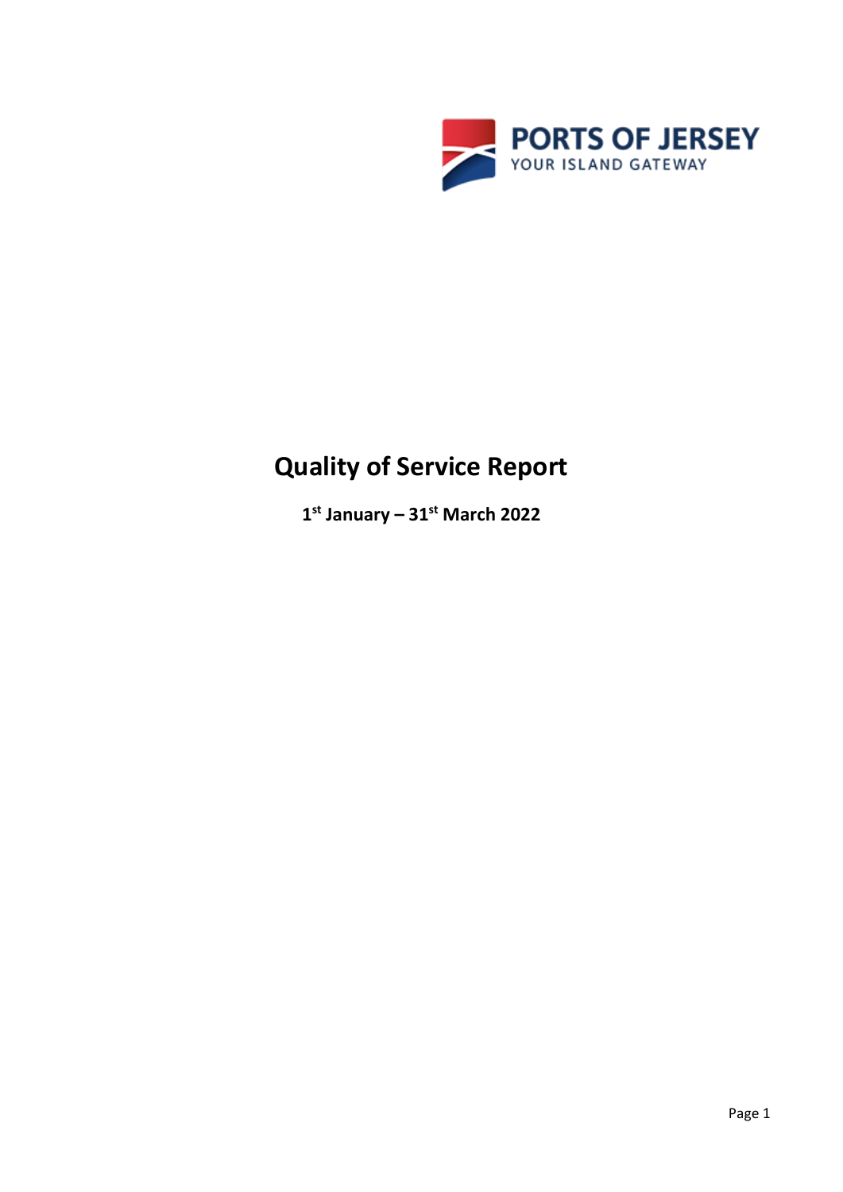PORTS OF JERSEY

YOUR ISLAND GATEWAY

# Quality of Service Report

**1st January – 31st March 2022**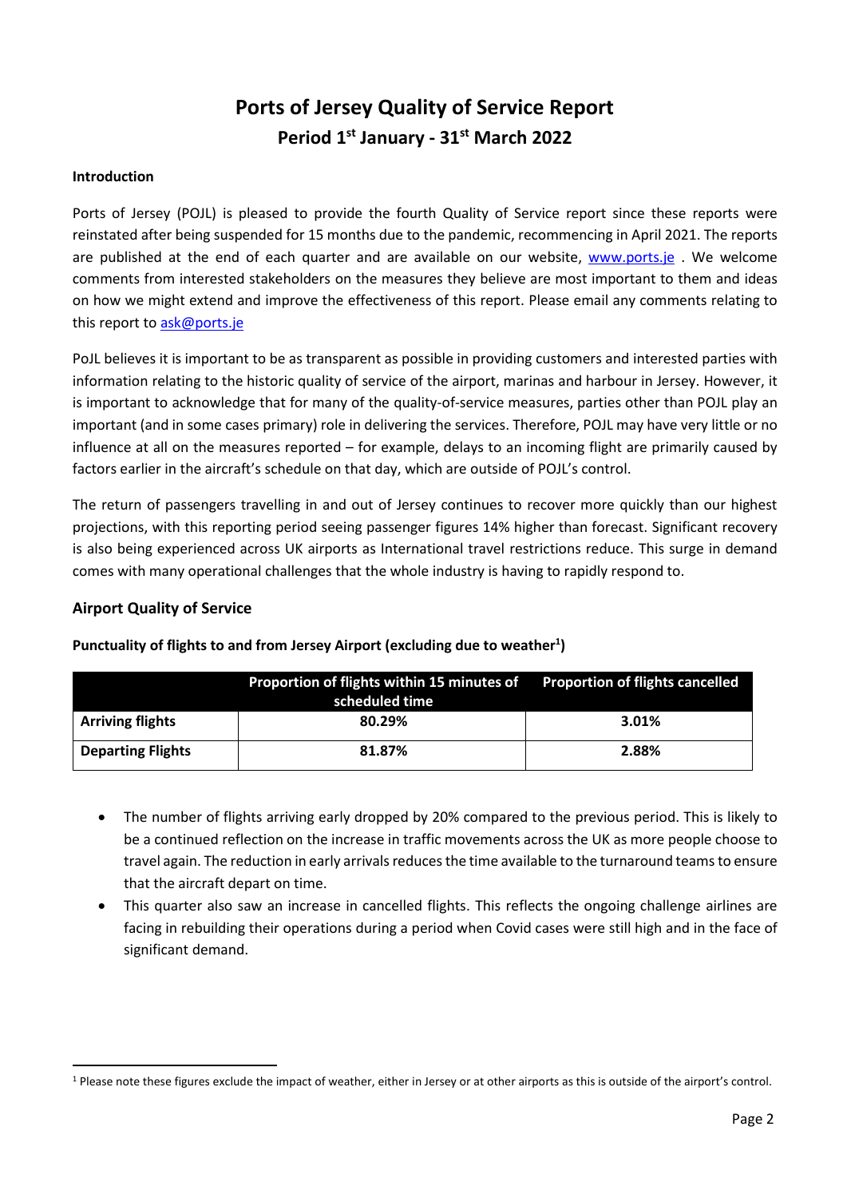# Ports of Jersey Quality of Service Report
## Period 1st January - 31st March 2022

**Introduction**

Ports of Jersey (POJL) is pleased to provide the fourth Quality of Service report since these reports were reinstated after being suspended for 15 months due to the pandemic, recommencing in April 2021. The reports are published at the end of each quarter and are available on our website, www.ports.je . We welcome comments from interested stakeholders on the measures they believe are most important to them and ideas on how we might extend and improve the effectiveness of this report. Please email any comments relating to this report to ask@ports.je

PoJL believes it is important to be as transparent as possible in providing customers and interested parties with information relating to the historic quality of service of the airport, marinas and harbour in Jersey. However, it is important to acknowledge that for many of the quality-of-service measures, parties other than POJL play an important (and in some cases primary) role in delivering the services. Therefore, POJL may have very little or no influence at all on the measures reported – for example, delays to an incoming flight are primarily caused by factors earlier in the aircraft's schedule on that day, which are outside of POJL's control.

The return of passengers travelling in and out of Jersey continues to recover more quickly than our highest projections, with this reporting period seeing passenger figures 14% higher than forecast. Significant recovery is also being experienced across UK airports as International travel restrictions reduce. This surge in demand comes with many operational challenges that the whole industry is having to rapidly respond to.

### Airport Quality of Service

**Punctuality of flights to and from Jersey Airport (excluding due to weather[1])**

| | Proportion of flights within 15 minutes of scheduled time | Proportion of flights cancelled |
|---|---|---|
| **Arriving flights** | **80.29%** | **3.01%** |
| **Departing Flights** | **81.87%** | **2.88%** |

- The number of flights arriving early dropped by 20% compared to the previous period. This is likely to be a continued reflection on the increase in traffic movements across the UK as more people choose to travel again. The reduction in early arrivals reduces the time available to the turnaround teams to ensure that the aircraft depart on time.
- This quarter also saw an increase in cancelled flights. This reflects the ongoing challenge airlines are facing in rebuilding their operations during a period when Covid cases were still high and in the face of significant demand.

[1] Please note these figures exclude the impact of weather, either in Jersey or at other airports as this is outside of the airport's control.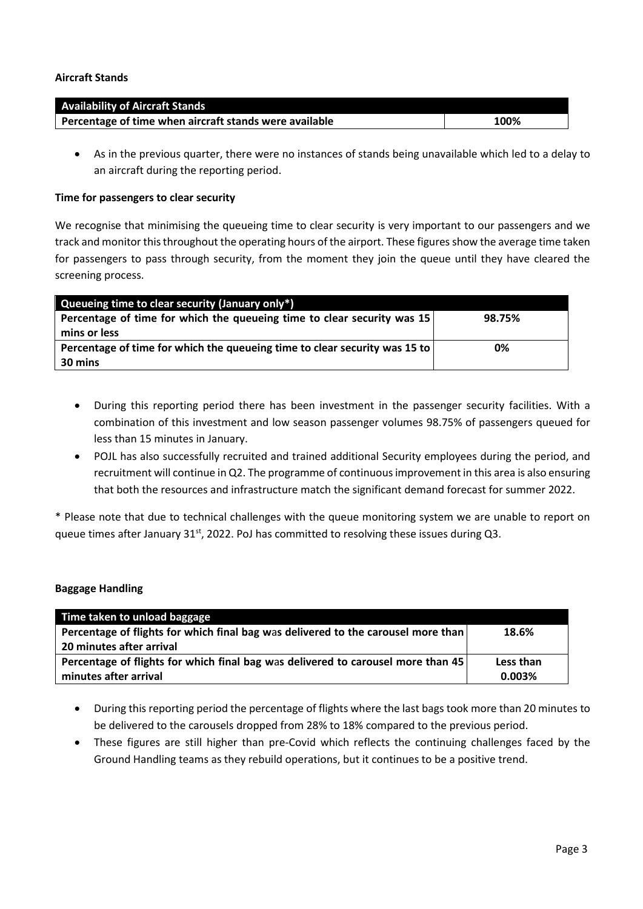**Aircraft Stands**

| Availability of Aircraft Stands | |
|---|---|
| **Percentage of time when aircraft stands were available** | **100%** |

- As in the previous quarter, there were no instances of stands being unavailable which led to a delay to an aircraft during the reporting period.

**Time for passengers to clear security**

We recognise that minimising the queueing time to clear security is very important to our passengers and we track and monitor this throughout the operating hours of the airport. These figures show the average time taken for passengers to pass through security, from the moment they join the queue until they have cleared the screening process.

| Queueing time to clear security (January only*) | |
|---|---|
| **Percentage of time for which the queueing time to clear security was 15 mins or less** | **98.75%** |
| **Percentage of time for which the queueing time to clear security was 15 to 30 mins** | **0%** |

- During this reporting period there has been investment in the passenger security facilities. With a combination of this investment and low season passenger volumes 98.75% of passengers queued for less than 15 minutes in January.
- POJL has also successfully recruited and trained additional Security employees during the period, and recruitment will continue in Q2. The programme of continuous improvement in this area is also ensuring that both the resources and infrastructure match the significant demand forecast for summer 2022.

* Please note that due to technical challenges with the queue monitoring system we are unable to report on queue times after January 31st, 2022. PoJ has committed to resolving these issues during Q3.

**Baggage Handling**

| Time taken to unload baggage | |
|---|---|
| **Percentage of flights for which final bag was delivered to the carousel more than 20 minutes after arrival** | **18.6%** |
| **Percentage of flights for which final bag was delivered to carousel more than 45 minutes after arrival** | **Less than 0.003%** |

- During this reporting period the percentage of flights where the last bags took more than 20 minutes to be delivered to the carousels dropped from 28% to 18% compared to the previous period.
- These figures are still higher than pre-Covid which reflects the continuing challenges faced by the Ground Handling teams as they rebuild operations, but it continues to be a positive trend.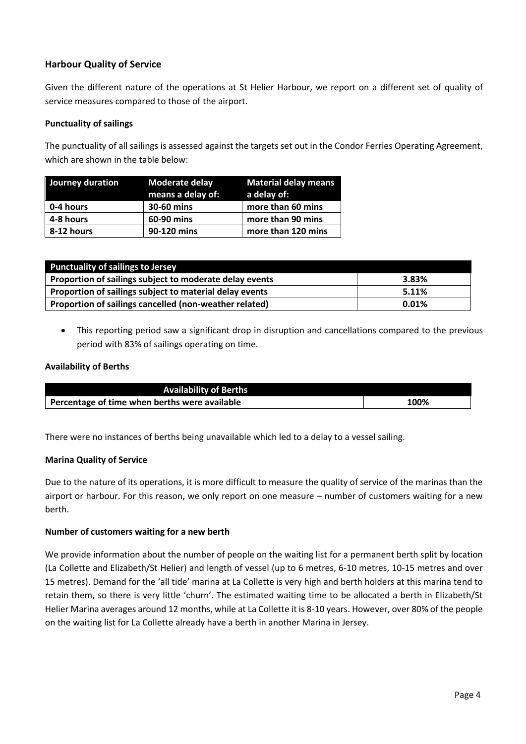### Harbour Quality of Service

Given the different nature of the operations at St Helier Harbour, we report on a different set of quality of service measures compared to those of the airport.

#### Punctuality of sailings

The punctuality of all sailings is assessed against the targets set out in the Condor Ferries Operating Agreement, which are shown in the table below:

| Journey duration | Moderate delay means a delay of: | Material delay means a delay of: |
|---|---|---|
| 0-4 hours | 30-60 mins | more than 60 mins |
| 4-8 hours | 60-90 mins | more than 90 mins |
| 8-12 hours | 90-120 mins | more than 120 mins |

| Punctuality of sailings to Jersey | |
|---|---|
| Proportion of sailings subject to moderate delay events | 3.83% |
| Proportion of sailings subject to material delay events | 5.11% |
| Proportion of sailings cancelled (non-weather related) | 0.01% |

- This reporting period saw a significant drop in disruption and cancellations compared to the previous period with 83% of sailings operating on time.

#### Availability of Berths

| Availability of Berths | |
|---|---|
| Percentage of time when berths were available | 100% |

There were no instances of berths being unavailable which led to a delay to a vessel sailing.

### Marina Quality of Service

Due to the nature of its operations, it is more difficult to measure the quality of service of the marinas than the airport or harbour. For this reason, we only report on one measure – number of customers waiting for a new berth.

#### Number of customers waiting for a new berth

We provide information about the number of people on the waiting list for a permanent berth split by location (La Collette and Elizabeth/St Helier) and length of vessel (up to 6 metres, 6-10 metres, 10-15 metres and over 15 metres). Demand for the 'all tide' marina at La Collette is very high and berth holders at this marina tend to retain them, so there is very little 'churn'. The estimated waiting time to be allocated a berth in Elizabeth/St Helier Marina averages around 12 months, while at La Collette it is 8-10 years. However, over 80% of the people on the waiting list for La Collette already have a berth in another Marina in Jersey.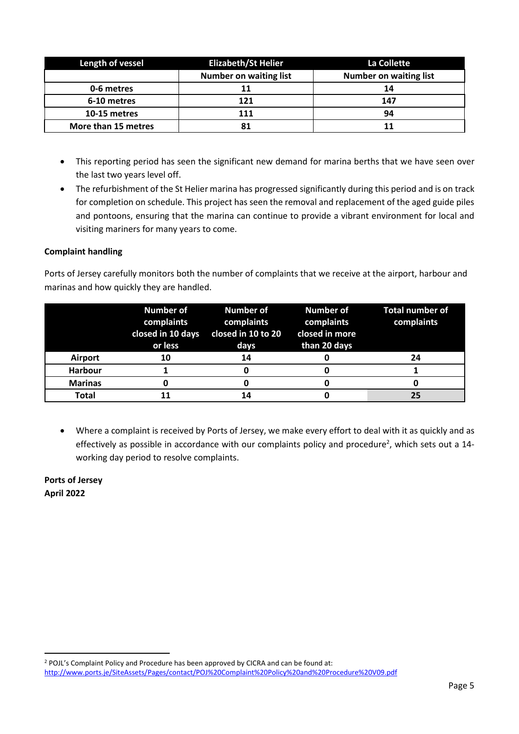| Length of vessel | Elizabeth/St Helier | La Collette |
|---|---|---|
| | Number on waiting list | Number on waiting list |
| 0-6 metres | 11 | 14 |
| 6-10 metres | 121 | 147 |
| 10-15 metres | 111 | 94 |
| More than 15 metres | 81 | 11 |

- This reporting period has seen the significant new demand for marina berths that we have seen over the last two years level off.
- The refurbishment of the St Helier marina has progressed significantly during this period and is on track for completion on schedule. This project has seen the removal and replacement of the aged guide piles and pontoons, ensuring that the marina can continue to provide a vibrant environment for local and visiting mariners for many years to come.

**Complaint handling**

Ports of Jersey carefully monitors both the number of complaints that we receive at the airport, harbour and marinas and how quickly they are handled.

| | Number of complaints closed in 10 days or less | Number of complaints closed in 10 to 20 days | Number of complaints closed in more than 20 days | Total number of complaints |
|---|---|---|---|---|
| **Airport** | 10 | 14 | 0 | 24 |
| **Harbour** | 1 | 0 | 0 | 1 |
| **Marinas** | 0 | 0 | 0 | 0 |
| **Total** | 11 | 14 | 0 | 25 |

- Where a complaint is received by Ports of Jersey, we make every effort to deal with it as quickly and as effectively as possible in accordance with our complaints policy and procedure[2], which sets out a 14-working day period to resolve complaints.

**Ports of Jersey**
**April 2022**

[2] POJL's Complaint Policy and Procedure has been approved by CICRA and can be found at: http://www.ports.je/SiteAssets/Pages/contact/POJ%20Complaint%20Policy%20and%20Procedure%20V09.pdf